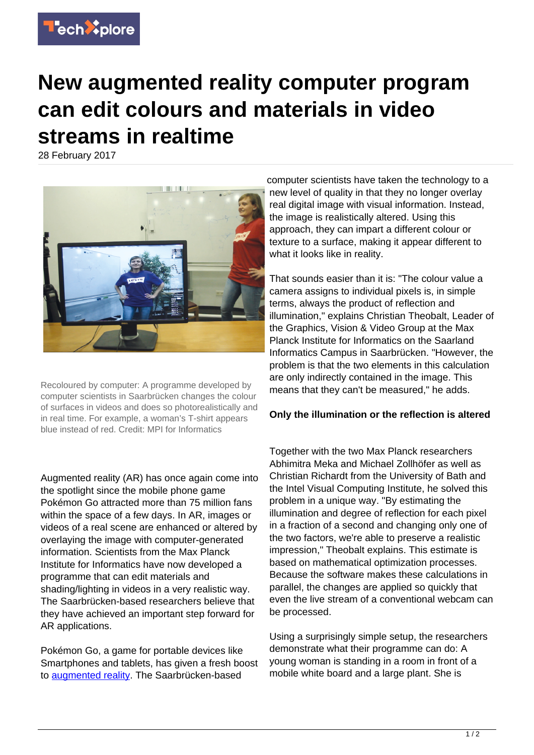# New augmented reality computer program can edit colours and materials in video streams in realtime

28 February 2017

Recoloured by computer: A programme developed by computer scientists in Saarbrücken changes the colour of surfaces in videos and does so photorealistically and in real time. For example, a woman's T-shirt appears blue instead of red. Credit: MPI for Informatics

Augmented reality (AR) has once again come into the spotlight since the mobile phone game Pokémon Go attracted more than 75 million fans within the space of a few days. In AR, images or videos of a real scene are enhanced or altered by overlaying the image with computer-generated information. Scientists from the Max Planck Institute for Informatics have now developed a programme that can edit materials and shading/lighting in videos in a very realistic way. The Saarbrücken-based researchers believe that they have achieved an important step forward for AR applications.

Pokémon Go, a game for portable devices like Smartphones and tablets, has given a fresh boost to augmented reality. The Saarbrücken-based computer scientists have taken the technology to a new level of quality in that they no longer overlay real digital image with visual information. Instead, the image is realistically altered. Using this approach, they can impart a different colour or texture to a surface, making it appear different to what it looks like in reality.

That sounds easier than it is: "The colour value a camera assigns to individual pixels is, in simple terms, always the product of reflection and illumination," explains Christian Theobalt, Leader of the Graphics, Vision & Video Group at the Max Planck Institute for Informatics on the Saarland Informatics Campus in Saarbrücken. "However, the problem is that the two elements in this calculation are only indirectly contained in the image. This means that they can't be measured," he adds.

**Only the illumination or the reflection is altered**

Together with the two Max Planck researchers Abhimitra Meka and Michael Zollhöfer as well as Christian Richardt from the University of Bath and the Intel Visual Computing Institute, he solved this problem in a unique way. "By estimating the illumination and degree of reflection for each pixel in a fraction of a second and changing only one of the two factors, we're able to preserve a realistic impression," Theobalt explains. This estimate is based on mathematical optimization processes. Because the software makes these calculations in parallel, the changes are applied so quickly that even the live stream of a conventional webcam can be processed.

Using a surprisingly simple setup, the researchers demonstrate what their programme can do: A young woman is standing in a room in front of a mobile white board and a large plant. She is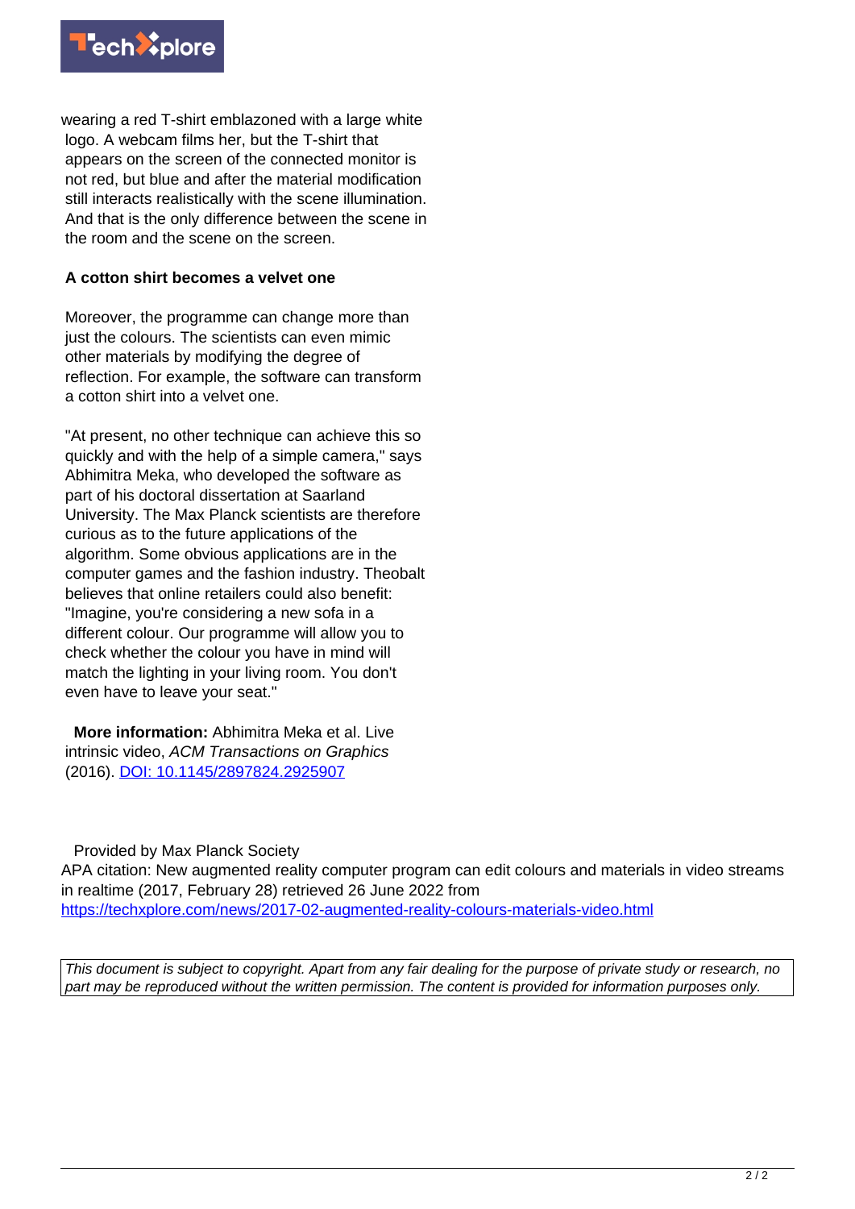wearing a red T-shirt emblazoned with a large white logo. A webcam films her, but the T-shirt that appears on the screen of the connected monitor is not red, but blue and after the material modification still interacts realistically with the scene illumination. And that is the only difference between the scene in the room and the scene on the screen.

**A cotton shirt becomes a velvet one**

Moreover, the programme can change more than just the colours. The scientists can even mimic other materials by modifying the degree of reflection. For example, the software can transform a cotton shirt into a velvet one.

"At present, no other technique can achieve this so quickly and with the help of a simple camera," says Abhimitra Meka, who developed the software as part of his doctoral dissertation at Saarland University. The Max Planck scientists are therefore curious as to the future applications of the algorithm. Some obvious applications are in the computer games and the fashion industry. Theobalt believes that online retailers could also benefit: "Imagine, you're considering a new sofa in a different colour. Our programme will allow you to check whether the colour you have in mind will match the lighting in your living room. You don't even have to leave your seat."

**More information:** Abhimitra Meka et al. Live intrinsic video, *ACM Transactions on Graphics* (2016). [DOI: 10.1145/2897824.2925907](https://doi.org/10.1145/2897824.2925907)

Provided by Max Planck Society

APA citation: New augmented reality computer program can edit colours and materials in video streams in realtime (2017, February 28) retrieved 26 June 2022 from https://techxplore.com/news/2017-02-augmented-reality-colours-materials-video.html

*This document is subject to copyright. Apart from any fair dealing for the purpose of private study or research, no part may be reproduced without the written permission. The content is provided for information purposes only.*